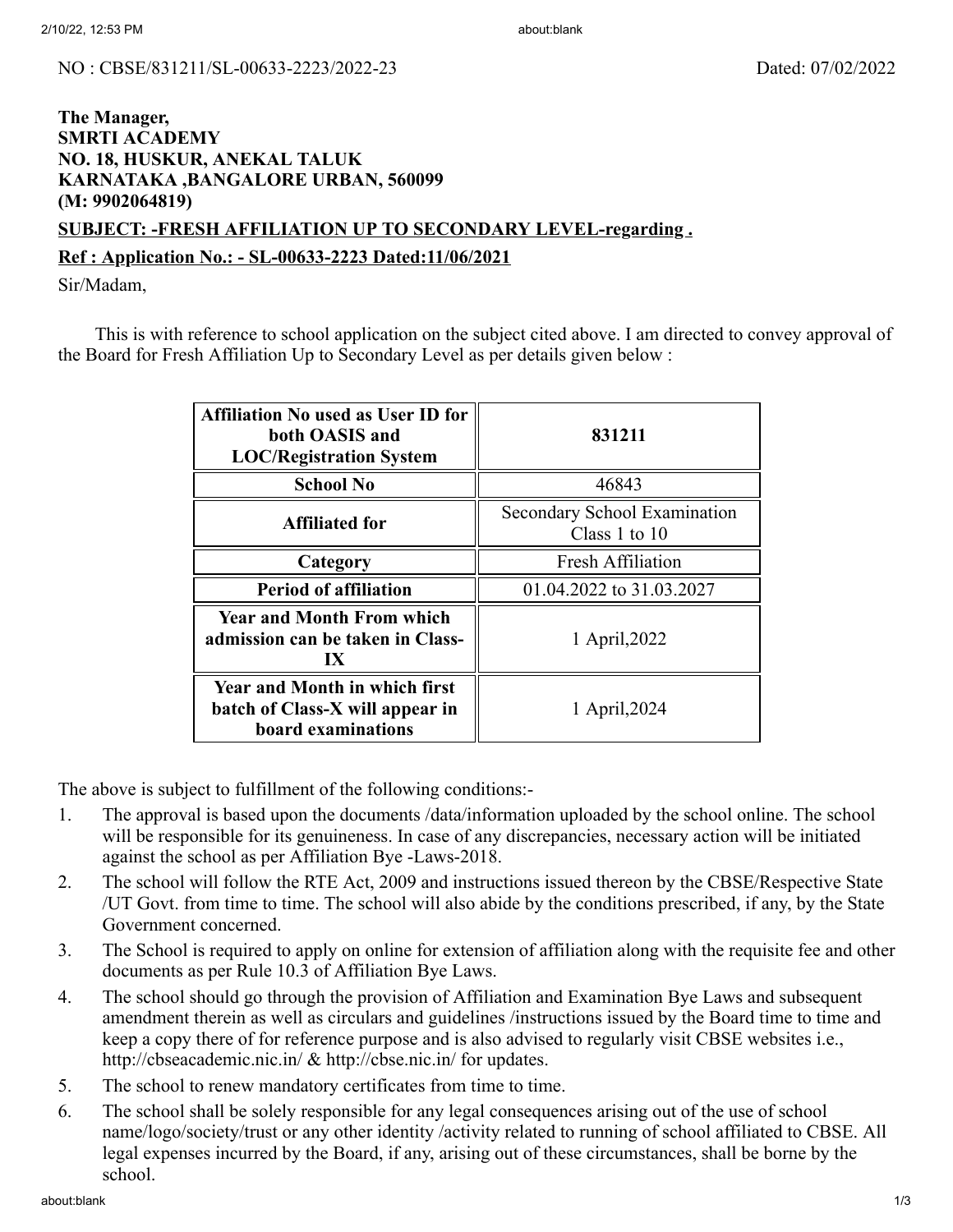NO : CBSE/831211/SL-00633-2223/2022-23 Dated: 07/02/2022

**The Manager,**
**SMRTI ACADEMY**
**NO. 18, HUSKUR, ANEKAL TALUK**
**KARNATAKA ,BANGALORE URBAN, 560099**
**(M: 9902064819)**

**SUBJECT: -FRESH AFFILIATION UP TO SECONDARY LEVEL-regarding .**

**Ref : Application No.: - SL-00633-2223 Dated:11/06/2021**

Sir/Madam,

This is with reference to school application on the subject cited above. I am directed to convey approval of the Board for Fresh Affiliation Up to Secondary Level as per details given below :

| **Affiliation No used as User ID for both OASIS and LOC/Registration System** | **831211** |
|---|---|
| **School No** | 46843 |
| **Affiliated for** | Secondary School Examination Class 1 to 10 |
| **Category** | Fresh Affiliation |
| **Period of affiliation** | 01.04.2022 to 31.03.2027 |
| **Year and Month From which admission can be taken in Class-IX** | 1 April,2022 |
| **Year and Month in which first batch of Class-X will appear in board examinations** | 1 April,2024 |

The above is subject to fulfillment of the following conditions:-

1. The approval is based upon the documents /data/information uploaded by the school online. The school will be responsible for its genuineness. In case of any discrepancies, necessary action will be initiated against the school as per Affiliation Bye -Laws-2018.
2. The school will follow the RTE Act, 2009 and instructions issued thereon by the CBSE/Respective State /UT Govt. from time to time. The school will also abide by the conditions prescribed, if any, by the State Government concerned.
3. The School is required to apply on online for extension of affiliation along with the requisite fee and other documents as per Rule 10.3 of Affiliation Bye Laws.
4. The school should go through the provision of Affiliation and Examination Bye Laws and subsequent amendment therein as well as circulars and guidelines /instructions issued by the Board time to time and keep a copy there of for reference purpose and is also advised to regularly visit CBSE websites i.e., http://cbseacademic.nic.in/ & http://cbse.nic.in/ for updates.
5. The school to renew mandatory certificates from time to time.
6. The school shall be solely responsible for any legal consequences arising out of the use of school name/logo/society/trust or any other identity /activity related to running of school affiliated to CBSE. All legal expenses incurred by the Board, if any, arising out of these circumstances, shall be borne by the school.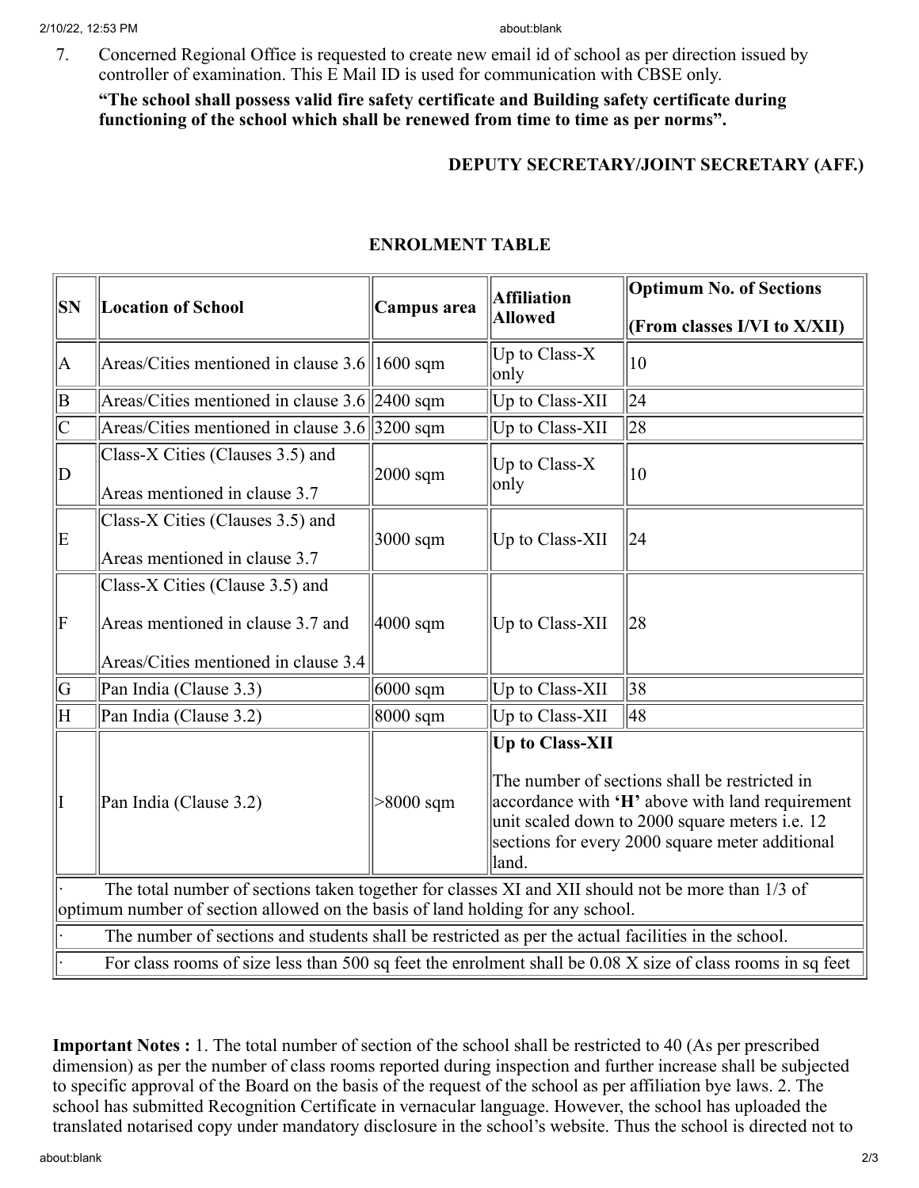7. Concerned Regional Office is requested to create new email id of school as per direction issued by controller of examination. This E Mail ID is used for communication with CBSE only.

**"The school shall possess valid fire safety certificate and Building safety certificate during functioning of the school which shall be renewed from time to time as per norms".**

**DEPUTY SECRETARY/JOINT SECRETARY (AFF.)**

## ENROLMENT TABLE

| SN | Location of School | Campus area | Affiliation Allowed | Optimum No. of Sections (From classes I/VI to X/XII) |
|---|---|---|---|---|
| A | Areas/Cities mentioned in clause 3.6 | 1600 sqm | Up to Class-X only | 10 |
| B | Areas/Cities mentioned in clause 3.6 | 2400 sqm | Up to Class-XII | 24 |
| C | Areas/Cities mentioned in clause 3.6 | 3200 sqm | Up to Class-XII | 28 |
| D | Class-X Cities (Clauses 3.5) and Areas mentioned in clause 3.7 | 2000 sqm | Up to Class-X only | 10 |
| E | Class-X Cities (Clauses 3.5) and Areas mentioned in clause 3.7 | 3000 sqm | Up to Class-XII | 24 |
| F | Class-X Cities (Clause 3.5) and Areas mentioned in clause 3.7 and Areas/Cities mentioned in clause 3.4 | 4000 sqm | Up to Class-XII | 28 |
| G | Pan India (Clause 3.3) | 6000 sqm | Up to Class-XII | 38 |
| H | Pan India (Clause 3.2) | 8000 sqm | Up to Class-XII | 48 |
| I | Pan India (Clause 3.2) | >8000 sqm | **Up to Class-XII** The number of sections shall be restricted in accordance with **'H'** above with land requirement unit scaled down to 2000 square meters i.e. 12 sections for every 2000 square meter additional land. | |
| · The total number of sections taken together for classes XI and XII should not be more than 1/3 of optimum number of section allowed on the basis of land holding for any school. | | | | |
| · The number of sections and students shall be restricted as per the actual facilities in the school. | | | | |
| · For class rooms of size less than 500 sq feet the enrolment shall be 0.08 X size of class rooms in sq feet | | | | |

**Important Notes :** 1. The total number of section of the school shall be restricted to 40 (As per prescribed dimension) as per the number of class rooms reported during inspection and further increase shall be subjected to specific approval of the Board on the basis of the request of the school as per affiliation bye laws. 2. The school has submitted Recognition Certificate in vernacular language. However, the school has uploaded the translated notarised copy under mandatory disclosure in the school's website. Thus the school is directed not to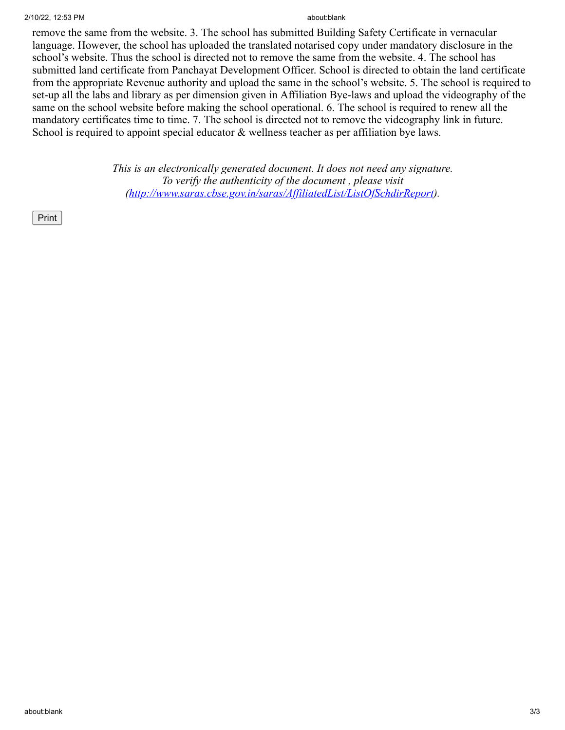remove the same from the website. 3. The school has submitted Building Safety Certificate in vernacular language. However, the school has uploaded the translated notarised copy under mandatory disclosure in the school's website. Thus the school is directed not to remove the same from the website. 4. The school has submitted land certificate from Panchayat Development Officer. School is directed to obtain the land certificate from the appropriate Revenue authority and upload the same in the school's website. 5. The school is required to set-up all the labs and library as per dimension given in Affiliation Bye-laws and upload the videography of the same on the school website before making the school operational. 6. The school is required to renew all the mandatory certificates time to time. 7. The school is directed not to remove the videography link in future. School is required to appoint special educator & wellness teacher as per affiliation bye laws.

*This is an electronically generated document. It does not need any signature.*
*To verify the authenticity of the document , please visit*
*([http://www.saras.cbse.gov.in/saras/AffiliatedList/ListOfSchdirReport](http://www.saras.cbse.gov.in/saras/AffiliatedList/ListOfSchdirReport)).*

Print